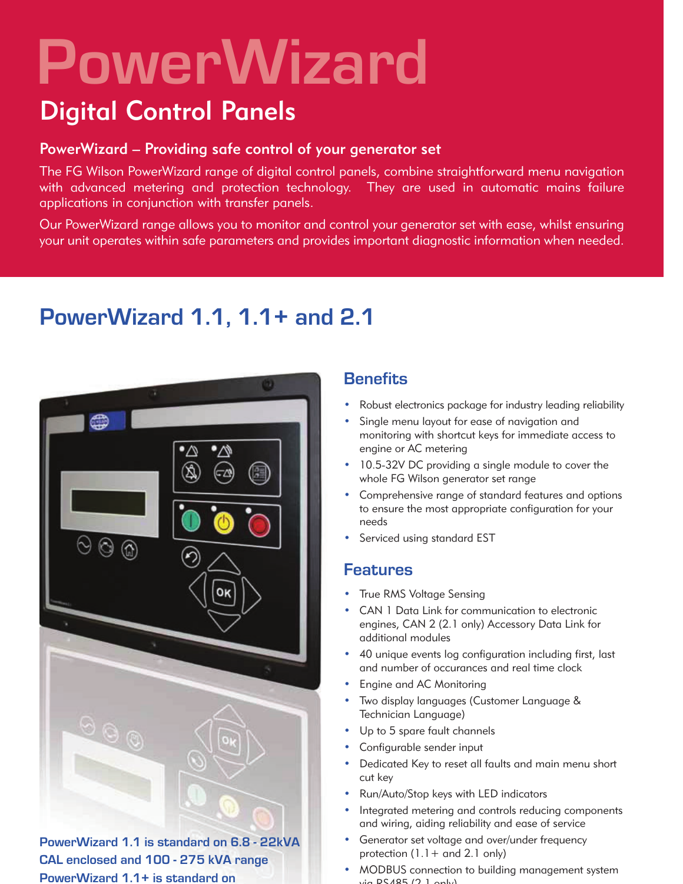# PowerWizard

## Digital Control Panels

### PowerWizard – Providing safe control of your generator set

The FG Wilson PowerWizard range of digital control panels, combine straightforward menu navigation with advanced metering and protection technology. They are used in automatic mains failure applications in conjunction with transfer panels.

Our PowerWizard range allows you to monitor and control your generator set with ease, whilst ensuring your unit operates within safe parameters and provides important diagnostic information when needed.

## PowerWizard 1.1, 1.1+ and 2.1

### Benefits

- Robust electronics package for industry leading reliability
- Single menu layout for ease of navigation and monitoring with shortcut keys for immediate access to engine or AC metering
- 10.5-32V DC providing a single module to cover the whole FG Wilson generator set range
- Comprehensive range of standard features and options to ensure the most appropriate configuration for your needs
- Serviced using standard EST

### Features

- True RMS Voltage Sensing
- CAN 1 Data Link for communication to electronic engines, CAN 2 (2.1 only) Accessory Data Link for additional modules
- 40 unique events log configuration including first, last and number of occurances and real time clock
- Engine and AC Monitoring
- Two display languages (Customer Language & Technician Language)
- Up to 5 spare fault channels
- Configurable sender input
- Dedicated Key to reset all faults and main menu short cut key
- Run/Auto/Stop keys with LED indicators
- Integrated metering and controls reducing components and wiring, aiding reliability and ease of service
- Generator set voltage and over/under frequency protection (1.1+ and 2.1 only)
- MODBUS connection to building management system via RS485 (2.1 only)

**PowerWizard 1.1 is standard on 6.8 - 22kVA CAL enclosed and 100 - 275 kVA range**
**PowerWizard 1.1+ is standard on**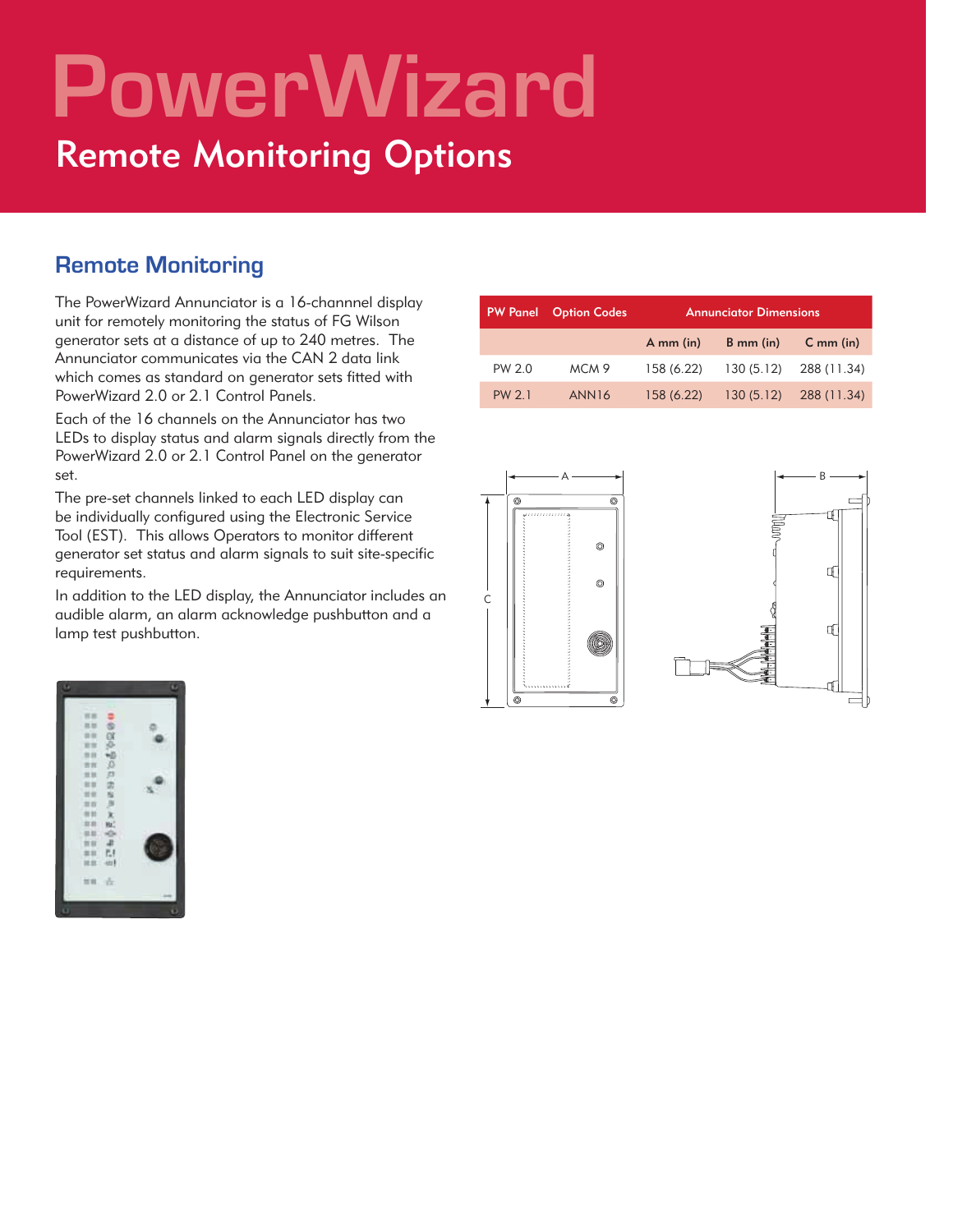# PowerWizard

## Remote Monitoring Options

### Remote Monitoring

The PowerWizard Annunciator is a 16-channnel display unit for remotely monitoring the status of FG Wilson generator sets at a distance of up to 240 metres. The Annunciator communicates via the CAN 2 data link which comes as standard on generator sets fitted with PowerWizard 2.0 or 2.1 Control Panels.

Each of the 16 channels on the Annunciator has two LEDs to display status and alarm signals directly from the PowerWizard 2.0 or 2.1 Control Panel on the generator set.

The pre-set channels linked to each LED display can be individually configured using the Electronic Service Tool (EST). This allows Operators to monitor different generator set status and alarm signals to suit site-specific requirements.

In addition to the LED display, the Annunciator includes an audible alarm, an alarm acknowledge pushbutton and a lamp test pushbutton.

| PW Panel | Option Codes | Annunciator Dimensions | | |
|---|---|---|---|---|
| | | A mm (in) | B mm (in) | C mm (in) |
| PW 2.0 | MCM 9 | 158 (6.22) | 130 (5.12) | 288 (11.34) |
| PW 2.1 | ANN16 | 158 (6.22) | 130 (5.12) | 288 (11.34) |

A

C

B